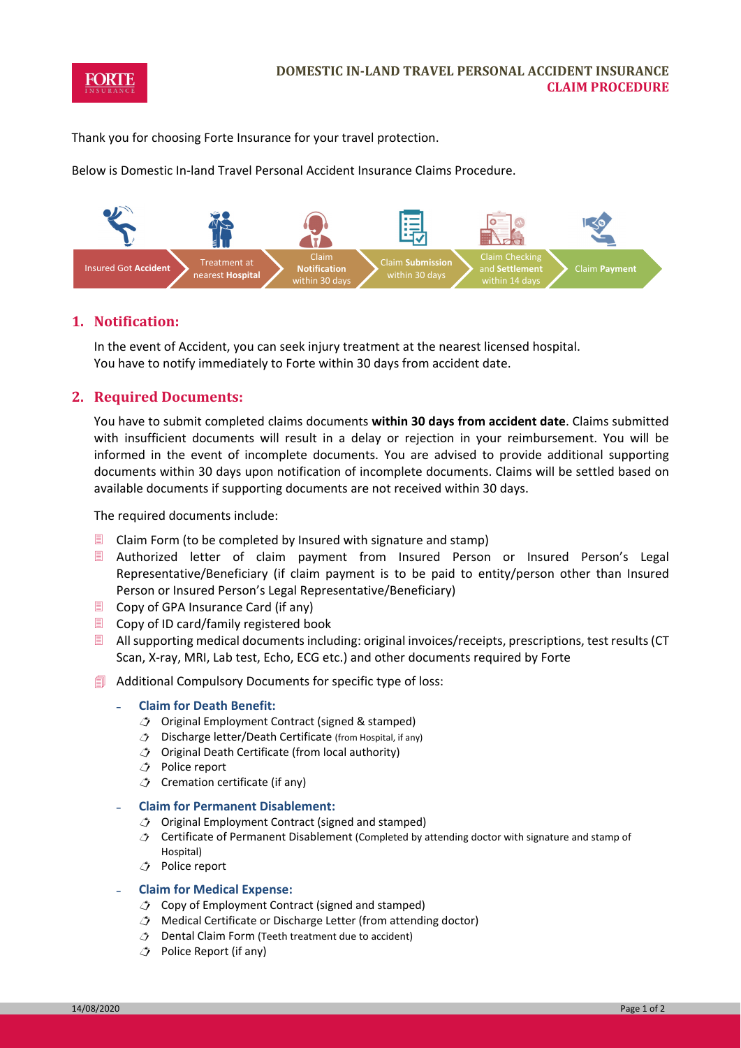# DOMESTIC IN-LAND TRAVEL PERSONAL ACCIDENT INSURANCE
## CLAIM PROCEDURE

Thank you for choosing Forte Insurance for your travel protection.

Below is Domestic In-land Travel Personal Accident Insurance Claims Procedure.

Insured Got **Accident** → Treatment at nearest **Hospital** → Claim **Notification** within 30 days → Claim **Submission** within 30 days → Claim Checking and **Settlement** within 14 days → Claim **Payment**

## 1. Notification:

In the event of Accident, you can seek injury treatment at the nearest licensed hospital.
You have to notify immediately to Forte within 30 days from accident date.

## 2. Required Documents:

You have to submit completed claims documents **within 30 days from accident date**. Claims submitted with insufficient documents will result in a delay or rejection in your reimbursement. You will be informed in the event of incomplete documents. You are advised to provide additional supporting documents within 30 days upon notification of incomplete documents. Claims will be settled based on available documents if supporting documents are not received within 30 days.

The required documents include:

- Claim Form (to be completed by Insured with signature and stamp)
- Authorized letter of claim payment from Insured Person or Insured Person's Legal Representative/Beneficiary (if claim payment is to be paid to entity/person other than Insured Person or Insured Person's Legal Representative/Beneficiary)
- Copy of GPA Insurance Card (if any)
- Copy of ID card/family registered book
- All supporting medical documents including: original invoices/receipts, prescriptions, test results (CT Scan, X-ray, MRI, Lab test, Echo, ECG etc.) and other documents required by Forte
- Additional Compulsory Documents for specific type of loss:
  - **Claim for Death Benefit:**
    - Original Employment Contract (signed & stamped)
    - Discharge letter/Death Certificate (from Hospital, if any)
    - Original Death Certificate (from local authority)
    - Police report
    - Cremation certificate (if any)
  - **Claim for Permanent Disablement:**
    - Original Employment Contract (signed and stamped)
    - Certificate of Permanent Disablement (Completed by attending doctor with signature and stamp of Hospital)
    - Police report
  - **Claim for Medical Expense:**
    - Copy of Employment Contract (signed and stamped)
    - Medical Certificate or Discharge Letter (from attending doctor)
    - Dental Claim Form (Teeth treatment due to accident)
    - Police Report (if any)

14/08/2020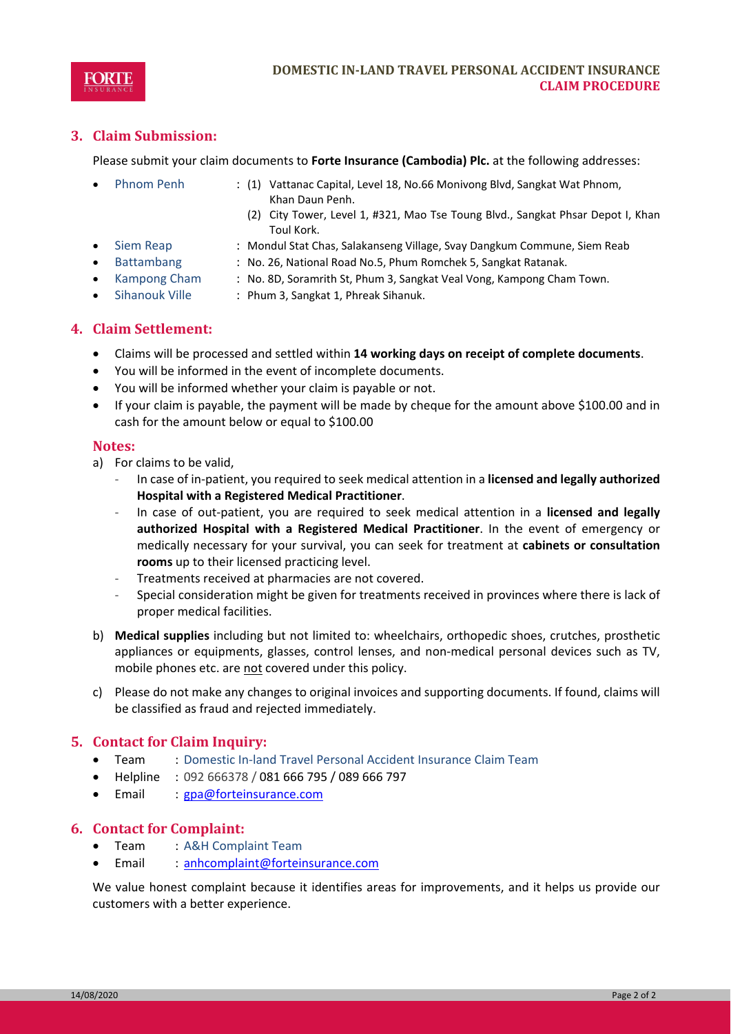## 3. Claim Submission:

Please submit your claim documents to **Forte Insurance (Cambodia) Plc.** at the following addresses:

- Phnom Penh : (1) Vattanac Capital, Level 18, No.66 Monivong Blvd, Sangkat Wat Phnom, Khan Daun Penh.
  (2) City Tower, Level 1, #321, Mao Tse Toung Blvd., Sangkat Phsar Depot I, Khan Toul Kork.
- Siem Reap : Mondul Stat Chas, Salakanseng Village, Svay Dangkum Commune, Siem Reab
- Battambang : No. 26, National Road No.5, Phum Romchek 5, Sangkat Ratanak.
- Kampong Cham : No. 8D, Soramrith St, Phum 3, Sangkat Veal Vong, Kampong Cham Town.
- Sihanouk Ville : Phum 3, Sangkat 1, Phreak Sihanuk.

## 4. Claim Settlement:

- Claims will be processed and settled within **14 working days on receipt of complete documents**.
- You will be informed in the event of incomplete documents.
- You will be informed whether your claim is payable or not.
- If your claim is payable, the payment will be made by cheque for the amount above $100.00 and in cash for the amount below or equal to $100.00

### Notes:

a) For claims to be valid,
  - In case of in-patient, you required to seek medical attention in a **licensed and legally authorized Hospital with a Registered Medical Practitioner**.
  - In case of out-patient, you are required to seek medical attention in a **licensed and legally authorized Hospital with a Registered Medical Practitioner**. In the event of emergency or medically necessary for your survival, you can seek for treatment at **cabinets or consultation rooms** up to their licensed practicing level.
  - Treatments received at pharmacies are not covered.
  - Special consideration might be given for treatments received in provinces where there is lack of proper medical facilities.

b) **Medical supplies** including but not limited to: wheelchairs, orthopedic shoes, crutches, prosthetic appliances or equipments, glasses, control lenses, and non-medical personal devices such as TV, mobile phones etc. are not covered under this policy.

c) Please do not make any changes to original invoices and supporting documents. If found, claims will be classified as fraud and rejected immediately.

## 5. Contact for Claim Inquiry:

- Team : Domestic In-land Travel Personal Accident Insurance Claim Team
- Helpline : 092 666378 / 081 666 795 / 089 666 797
- Email : gpa@forteinsurance.com

## 6. Contact for Complaint:

- Team : A&H Complaint Team
- Email : anhcomplaint@forteinsurance.com

We value honest complaint because it identifies areas for improvements, and it helps us provide our customers with a better experience.